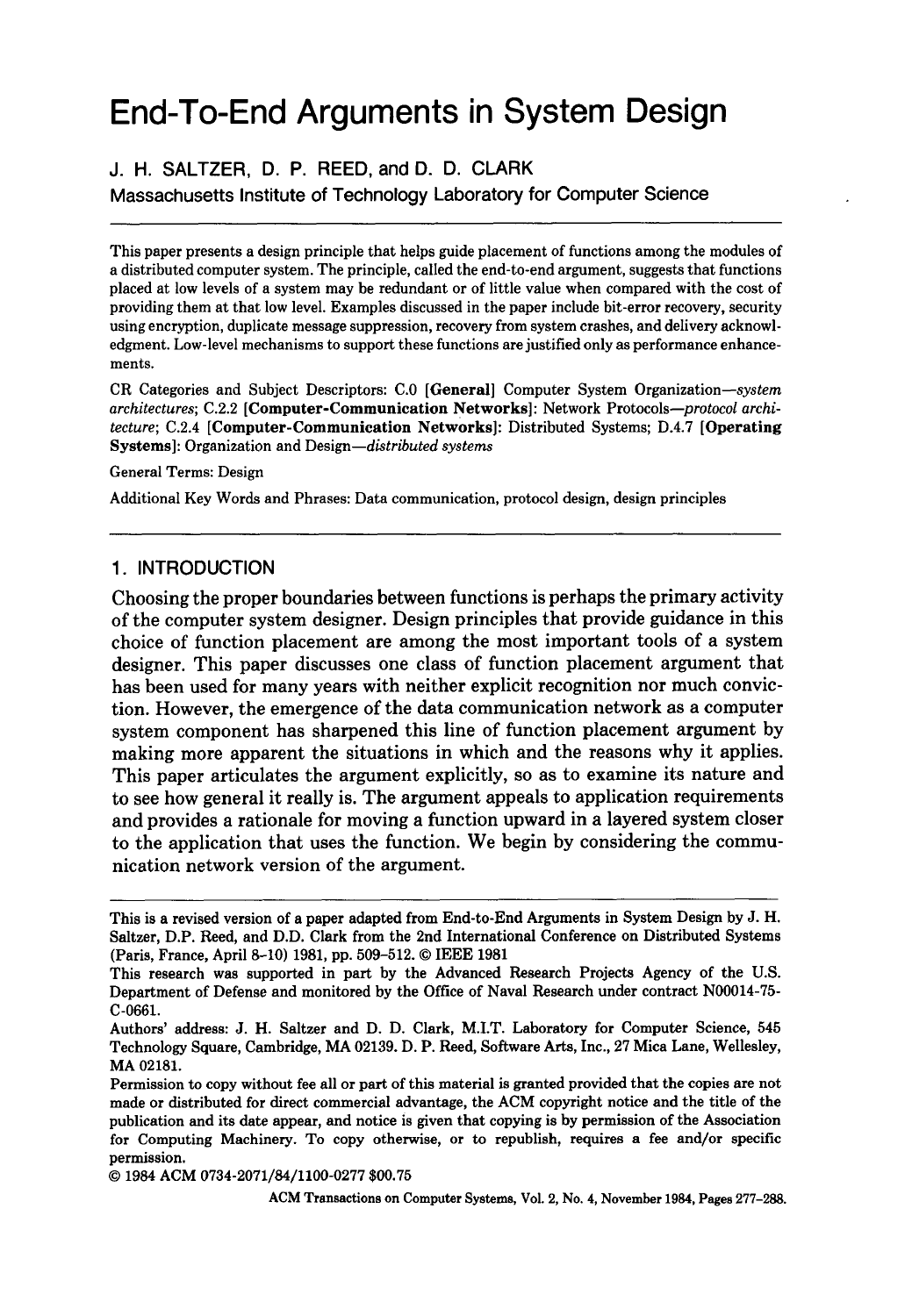# End-To-End Arguments in System Design

J. H. SALTZER, D. P. REED, and D. D. CLARK

Massachusetts Institute of Technology Laboratory for Computer Science

---

This paper presents a design principle that helps guide placement of functions among the modules of a distributed computer system. The principle, called the end-to-end argument, suggests that functions placed at low levels of a system may be redundant or of little value when compared with the cost of providing them at that low level. Examples discussed in the paper include bit-error recovery, security using encryption, duplicate message suppression, recovery from system crashes, and delivery acknowledgment. Low-level mechanisms to support these functions are justified only as performance enhancements.

CR Categories and Subject Descriptors: C.0 [**General**] Computer System Organization—*system architectures*; C.2.2 [**Computer-Communication Networks**]: Network Protocols—*protocol architecture*; C.2.4 [**Computer-Communication Networks**]: Distributed Systems; D.4.7 [**Operating Systems**]: Organization and Design—*distributed systems*

General Terms: Design

Additional Key Words and Phrases: Data communication, protocol design, design principles

---

## 1. INTRODUCTION

Choosing the proper boundaries between functions is perhaps the primary activity of the computer system designer. Design principles that provide guidance in this choice of function placement are among the most important tools of a system designer. This paper discusses one class of function placement argument that has been used for many years with neither explicit recognition nor much conviction. However, the emergence of the data communication network as a computer system component has sharpened this line of function placement argument by making more apparent the situations in which and the reasons why it applies. This paper articulates the argument explicitly, so as to examine its nature and to see how general it really is. The argument appeals to application requirements and provides a rationale for moving a function upward in a layered system closer to the application that uses the function. We begin by considering the communication network version of the argument.

---

This is a revised version of a paper adapted from End-to-End Arguments in System Design by J. H. Saltzer, D.P. Reed, and D.D. Clark from the 2nd International Conference on Distributed Systems (Paris, France, April 8–10) 1981, pp. 509–512. © IEEE 1981

This research was supported in part by the Advanced Research Projects Agency of the U.S. Department of Defense and monitored by the Office of Naval Research under contract N00014-75-C-0661.

Authors' address: J. H. Saltzer and D. D. Clark, M.I.T. Laboratory for Computer Science, 545 Technology Square, Cambridge, MA 02139. D. P. Reed, Software Arts, Inc., 27 Mica Lane, Wellesley, MA 02181.

Permission to copy without fee all or part of this material is granted provided that the copies are not made or distributed for direct commercial advantage, the ACM copyright notice and the title of the publication and its date appear, and notice is given that copying is by permission of the Association for Computing Machinery. To copy otherwise, or to republish, requires a fee and/or specific permission.

© 1984 ACM 0734-2071/84/1100-0277 $00.75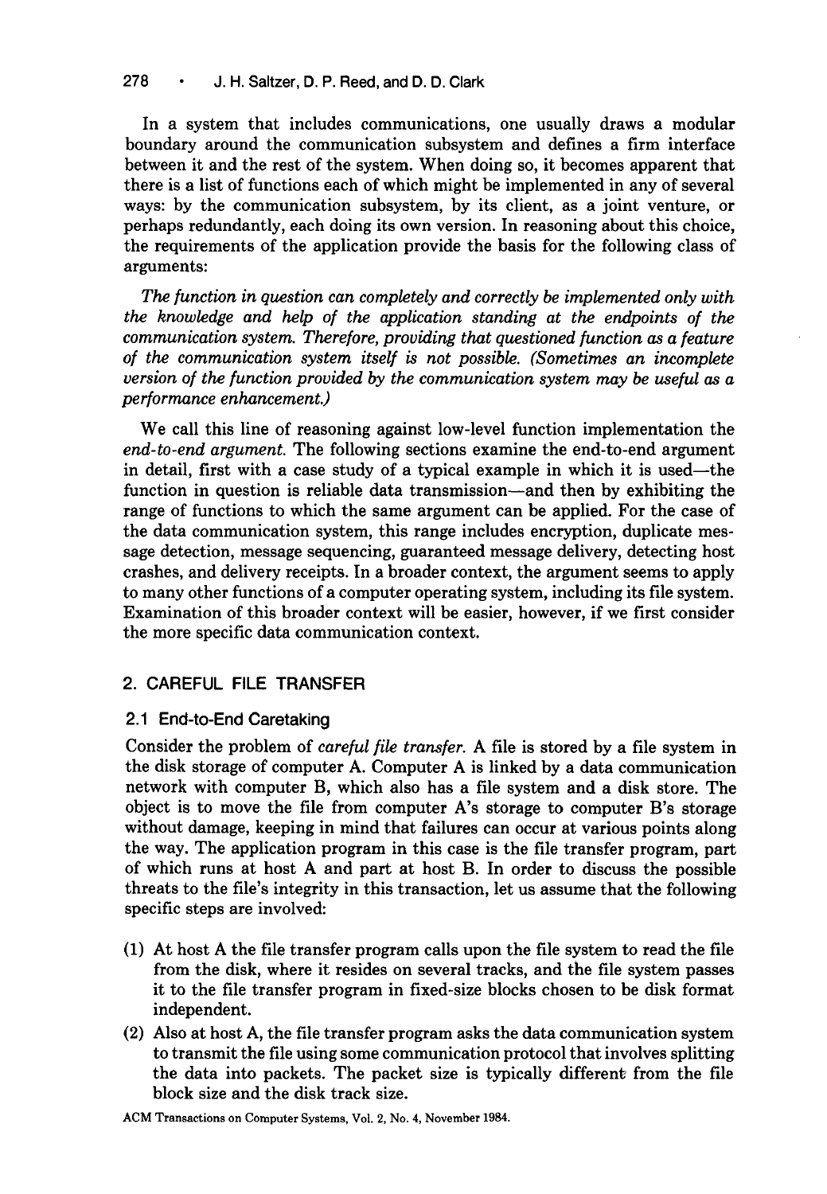In a system that includes communications, one usually draws a modular boundary around the communication subsystem and defines a firm interface between it and the rest of the system. When doing so, it becomes apparent that there is a list of functions each of which might be implemented in any of several ways: by the communication subsystem, by its client, as a joint venture, or perhaps redundantly, each doing its own version. In reasoning about this choice, the requirements of the application provide the basis for the following class of arguments:

*The function in question can completely and correctly be implemented only with the knowledge and help of the application standing at the endpoints of the communication system. Therefore, providing that questioned function as a feature of the communication system itself is not possible. (Sometimes an incomplete version of the function provided by the communication system may be useful as a performance enhancement.)*

We call this line of reasoning against low-level function implementation the *end-to-end argument.* The following sections examine the end-to-end argument in detail, first with a case study of a typical example in which it is used—the function in question is reliable data transmission—and then by exhibiting the range of functions to which the same argument can be applied. For the case of the data communication system, this range includes encryption, duplicate message detection, message sequencing, guaranteed message delivery, detecting host crashes, and delivery receipts. In a broader context, the argument seems to apply to many other functions of a computer operating system, including its file system. Examination of this broader context will be easier, however, if we first consider the more specific data communication context.

## 2. CAREFUL FILE TRANSFER

### 2.1 End-to-End Caretaking

Consider the problem of *careful file transfer.* A file is stored by a file system in the disk storage of computer A. Computer A is linked by a data communication network with computer B, which also has a file system and a disk store. The object is to move the file from computer A's storage to computer B's storage without damage, keeping in mind that failures can occur at various points along the way. The application program in this case is the file transfer program, part of which runs at host A and part at host B. In order to discuss the possible threats to the file's integrity in this transaction, let us assume that the following specific steps are involved:

(1) At host A the file transfer program calls upon the file system to read the file from the disk, where it resides on several tracks, and the file system passes it to the file transfer program in fixed-size blocks chosen to be disk format independent.

(2) Also at host A, the file transfer program asks the data communication system to transmit the file using some communication protocol that involves splitting the data into packets. The packet size is typically different from the file block size and the disk track size.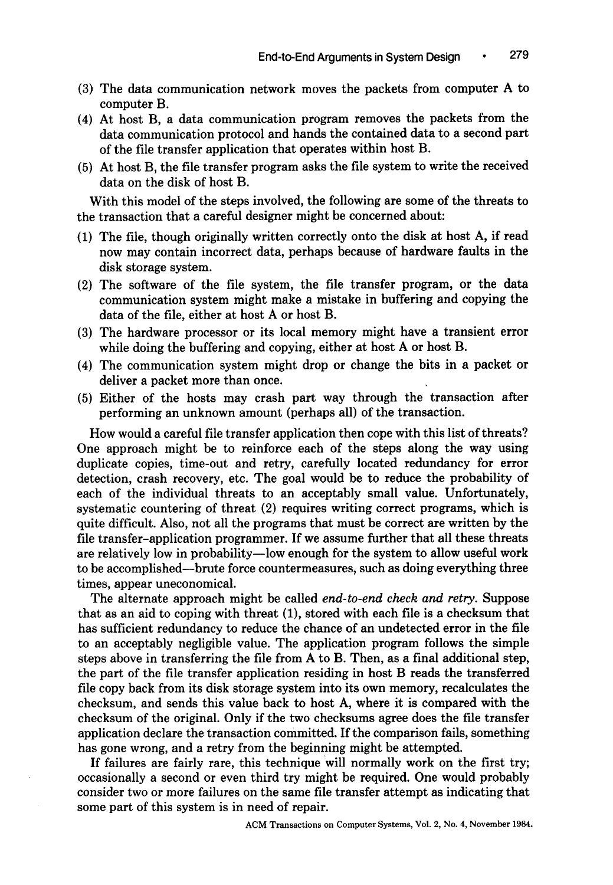(3) The data communication network moves the packets from computer A to computer B.
(4) At host B, a data communication program removes the packets from the data communication protocol and hands the contained data to a second part of the file transfer application that operates within host B.
(5) At host B, the file transfer program asks the file system to write the received data on the disk of host B.

With this model of the steps involved, the following are some of the threats to the transaction that a careful designer might be concerned about:

(1) The file, though originally written correctly onto the disk at host A, if read now may contain incorrect data, perhaps because of hardware faults in the disk storage system.
(2) The software of the file system, the file transfer program, or the data communication system might make a mistake in buffering and copying the data of the file, either at host A or host B.
(3) The hardware processor or its local memory might have a transient error while doing the buffering and copying, either at host A or host B.
(4) The communication system might drop or change the bits in a packet or deliver a packet more than once.
(5) Either of the hosts may crash part way through the transaction after performing an unknown amount (perhaps all) of the transaction.

How would a careful file transfer application then cope with this list of threats? One approach might be to reinforce each of the steps along the way using duplicate copies, time-out and retry, carefully located redundancy for error detection, crash recovery, etc. The goal would be to reduce the probability of each of the individual threats to an acceptably small value. Unfortunately, systematic countering of threat (2) requires writing correct programs, which is quite difficult. Also, not all the programs that must be correct are written by the file transfer-application programmer. If we assume further that all these threats are relatively low in probability—low enough for the system to allow useful work to be accomplished—brute force countermeasures, such as doing everything three times, appear uneconomical.

The alternate approach might be called *end-to-end check and retry*. Suppose that as an aid to coping with threat (1), stored with each file is a checksum that has sufficient redundancy to reduce the chance of an undetected error in the file to an acceptably negligible value. The application program follows the simple steps above in transferring the file from A to B. Then, as a final additional step, the part of the file transfer application residing in host B reads the transferred file copy back from its disk storage system into its own memory, recalculates the checksum, and sends this value back to host A, where it is compared with the checksum of the original. Only if the two checksums agree does the file transfer application declare the transaction committed. If the comparison fails, something has gone wrong, and a retry from the beginning might be attempted.

If failures are fairly rare, this technique will normally work on the first try; occasionally a second or even third try might be required. One would probably consider two or more failures on the same file transfer attempt as indicating that some part of this system is in need of repair.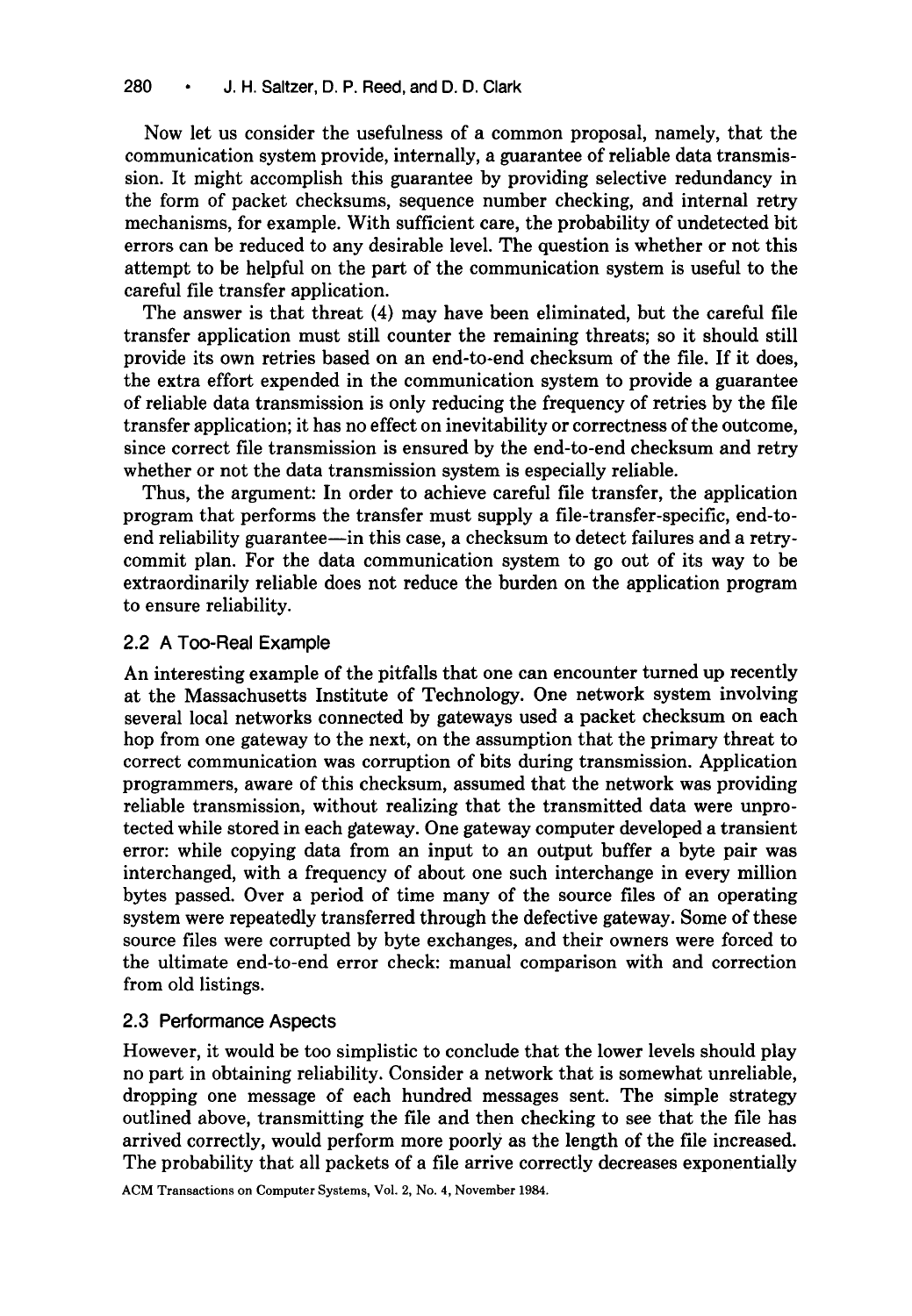Now let us consider the usefulness of a common proposal, namely, that the communication system provide, internally, a guarantee of reliable data transmission. It might accomplish this guarantee by providing selective redundancy in the form of packet checksums, sequence number checking, and internal retry mechanisms, for example. With sufficient care, the probability of undetected bit errors can be reduced to any desirable level. The question is whether or not this attempt to be helpful on the part of the communication system is useful to the careful file transfer application.

The answer is that threat (4) may have been eliminated, but the careful file transfer application must still counter the remaining threats; so it should still provide its own retries based on an end-to-end checksum of the file. If it does, the extra effort expended in the communication system to provide a guarantee of reliable data transmission is only reducing the frequency of retries by the file transfer application; it has no effect on inevitability or correctness of the outcome, since correct file transmission is ensured by the end-to-end checksum and retry whether or not the data transmission system is especially reliable.

Thus, the argument: In order to achieve careful file transfer, the application program that performs the transfer must supply a file-transfer-specific, end-to-end reliability guarantee—in this case, a checksum to detect failures and a retry-commit plan. For the data communication system to go out of its way to be extraordinarily reliable does not reduce the burden on the application program to ensure reliability.

### 2.2 A Too-Real Example

An interesting example of the pitfalls that one can encounter turned up recently at the Massachusetts Institute of Technology. One network system involving several local networks connected by gateways used a packet checksum on each hop from one gateway to the next, on the assumption that the primary threat to correct communication was corruption of bits during transmission. Application programmers, aware of this checksum, assumed that the network was providing reliable transmission, without realizing that the transmitted data were unprotected while stored in each gateway. One gateway computer developed a transient error: while copying data from an input to an output buffer a byte pair was interchanged, with a frequency of about one such interchange in every million bytes passed. Over a period of time many of the source files of an operating system were repeatedly transferred through the defective gateway. Some of these source files were corrupted by byte exchanges, and their owners were forced to the ultimate end-to-end error check: manual comparison with and correction from old listings.

### 2.3 Performance Aspects

However, it would be too simplistic to conclude that the lower levels should play no part in obtaining reliability. Consider a network that is somewhat unreliable, dropping one message of each hundred messages sent. The simple strategy outlined above, transmitting the file and then checking to see that the file has arrived correctly, would perform more poorly as the length of the file increased. The probability that all packets of a file arrive correctly decreases exponentially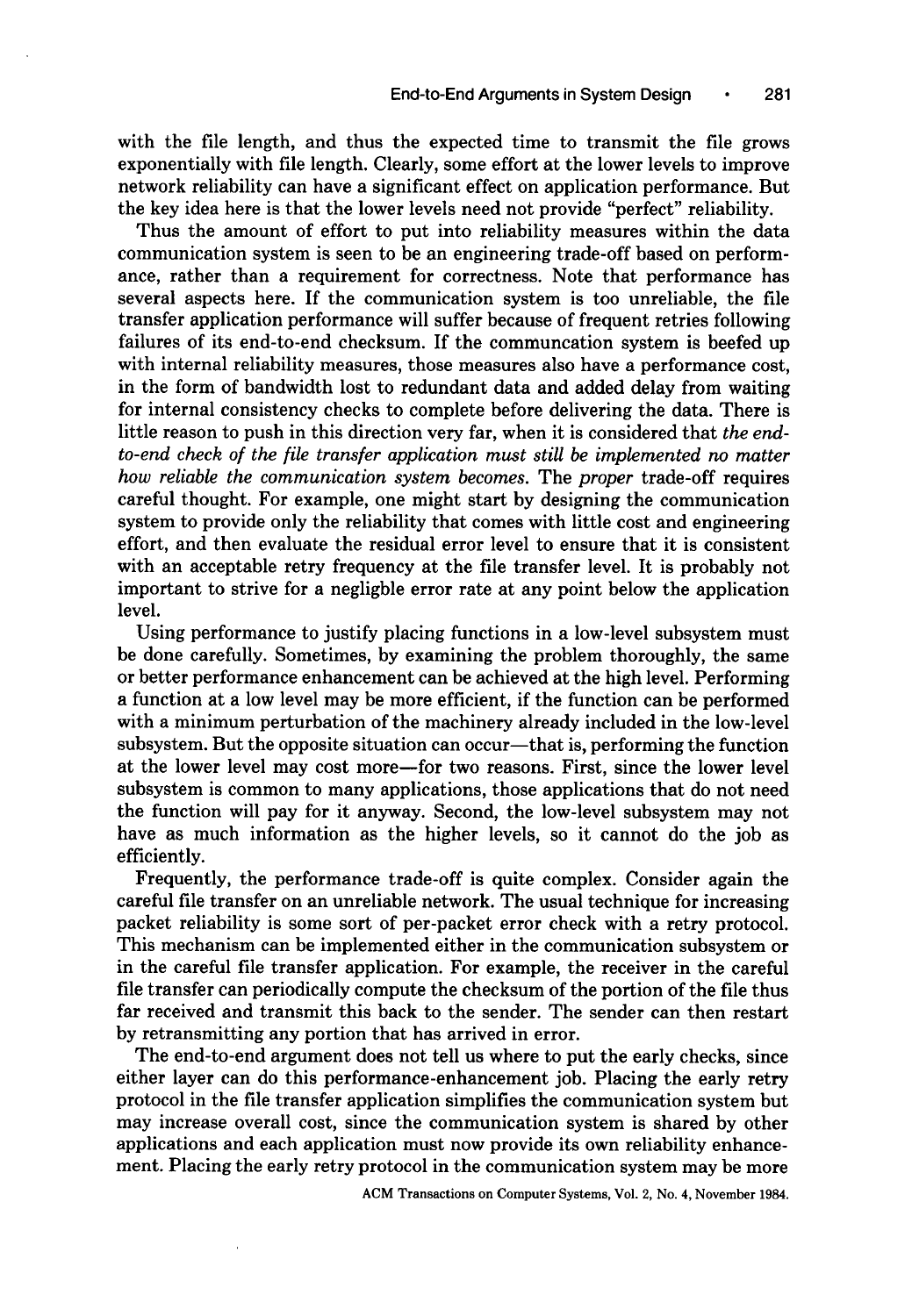with the file length, and thus the expected time to transmit the file grows exponentially with file length. Clearly, some effort at the lower levels to improve network reliability can have a significant effect on application performance. But the key idea here is that the lower levels need not provide "perfect" reliability.

Thus the amount of effort to put into reliability measures within the data communication system is seen to be an engineering trade-off based on performance, rather than a requirement for correctness. Note that performance has several aspects here. If the communication system is too unreliable, the file transfer application performance will suffer because of frequent retries following failures of its end-to-end checksum. If the communcation system is beefed up with internal reliability measures, those measures also have a performance cost, in the form of bandwidth lost to redundant data and added delay from waiting for internal consistency checks to complete before delivering the data. There is little reason to push in this direction very far, when it is considered that *the end-to-end check of the file transfer application must still be implemented no matter how reliable the communication system becomes.* The *proper* trade-off requires careful thought. For example, one might start by designing the communication system to provide only the reliability that comes with little cost and engineering effort, and then evaluate the residual error level to ensure that it is consistent with an acceptable retry frequency at the file transfer level. It is probably not important to strive for a negligble error rate at any point below the application level.

Using performance to justify placing functions in a low-level subsystem must be done carefully. Sometimes, by examining the problem thoroughly, the same or better performance enhancement can be achieved at the high level. Performing a function at a low level may be more efficient, if the function can be performed with a minimum perturbation of the machinery already included in the low-level subsystem. But the opposite situation can occur—that is, performing the function at the lower level may cost more—for two reasons. First, since the lower level subsystem is common to many applications, those applications that do not need the function will pay for it anyway. Second, the low-level subsystem may not have as much information as the higher levels, so it cannot do the job as efficiently.

Frequently, the performance trade-off is quite complex. Consider again the careful file transfer on an unreliable network. The usual technique for increasing packet reliability is some sort of per-packet error check with a retry protocol. This mechanism can be implemented either in the communication subsystem or in the careful file transfer application. For example, the receiver in the careful file transfer can periodically compute the checksum of the portion of the file thus far received and transmit this back to the sender. The sender can then restart by retransmitting any portion that has arrived in error.

The end-to-end argument does not tell us where to put the early checks, since either layer can do this performance-enhancement job. Placing the early retry protocol in the file transfer application simplifies the communication system but may increase overall cost, since the communication system is shared by other applications and each application must now provide its own reliability enhancement. Placing the early retry protocol in the communication system may be more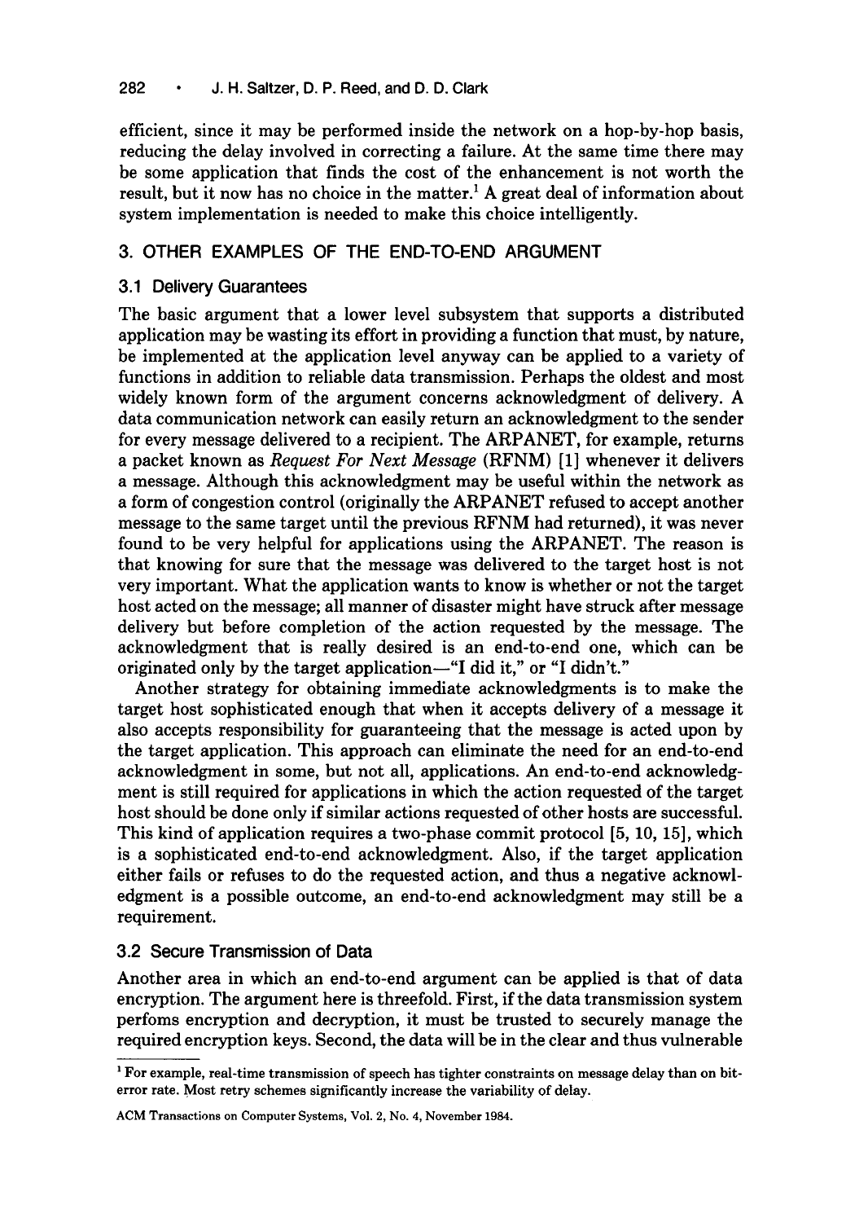efficient, since it may be performed inside the network on a hop-by-hop basis, reducing the delay involved in correcting a failure. At the same time there may be some application that finds the cost of the enhancement is not worth the result, but it now has no choice in the matter.[1] A great deal of information about system implementation is needed to make this choice intelligently.

## 3. OTHER EXAMPLES OF THE END-TO-END ARGUMENT

### 3.1 Delivery Guarantees

The basic argument that a lower level subsystem that supports a distributed application may be wasting its effort in providing a function that must, by nature, be implemented at the application level anyway can be applied to a variety of functions in addition to reliable data transmission. Perhaps the oldest and most widely known form of the argument concerns acknowledgment of delivery. A data communication network can easily return an acknowledgment to the sender for every message delivered to a recipient. The ARPANET, for example, returns a packet known as *Request For Next Message* (RFNM) [1] whenever it delivers a message. Although this acknowledgment may be useful within the network as a form of congestion control (originally the ARPANET refused to accept another message to the same target until the previous RFNM had returned), it was never found to be very helpful for applications using the ARPANET. The reason is that knowing for sure that the message was delivered to the target host is not very important. What the application wants to know is whether or not the target host acted on the message; all manner of disaster might have struck after message delivery but before completion of the action requested by the message. The acknowledgment that is really desired is an end-to-end one, which can be originated only by the target application—"I did it," or "I didn't."

Another strategy for obtaining immediate acknowledgments is to make the target host sophisticated enough that when it accepts delivery of a message it also accepts responsibility for guaranteeing that the message is acted upon by the target application. This approach can eliminate the need for an end-to-end acknowledgment in some, but not all, applications. An end-to-end acknowledgment is still required for applications in which the action requested of the target host should be done only if similar actions requested of other hosts are successful. This kind of application requires a two-phase commit protocol [5, 10, 15], which is a sophisticated end-to-end acknowledgment. Also, if the target application either fails or refuses to do the requested action, and thus a negative acknowledgment is a possible outcome, an end-to-end acknowledgment may still be a requirement.

### 3.2 Secure Transmission of Data

Another area in which an end-to-end argument can be applied is that of data encryption. The argument here is threefold. First, if the data transmission system perfoms encryption and decryption, it must be trusted to securely manage the required encryption keys. Second, the data will be in the clear and thus vulnerable

---

[1] For example, real-time transmission of speech has tighter constraints on message delay than on bit-error rate. Most retry schemes significantly increase the variability of delay.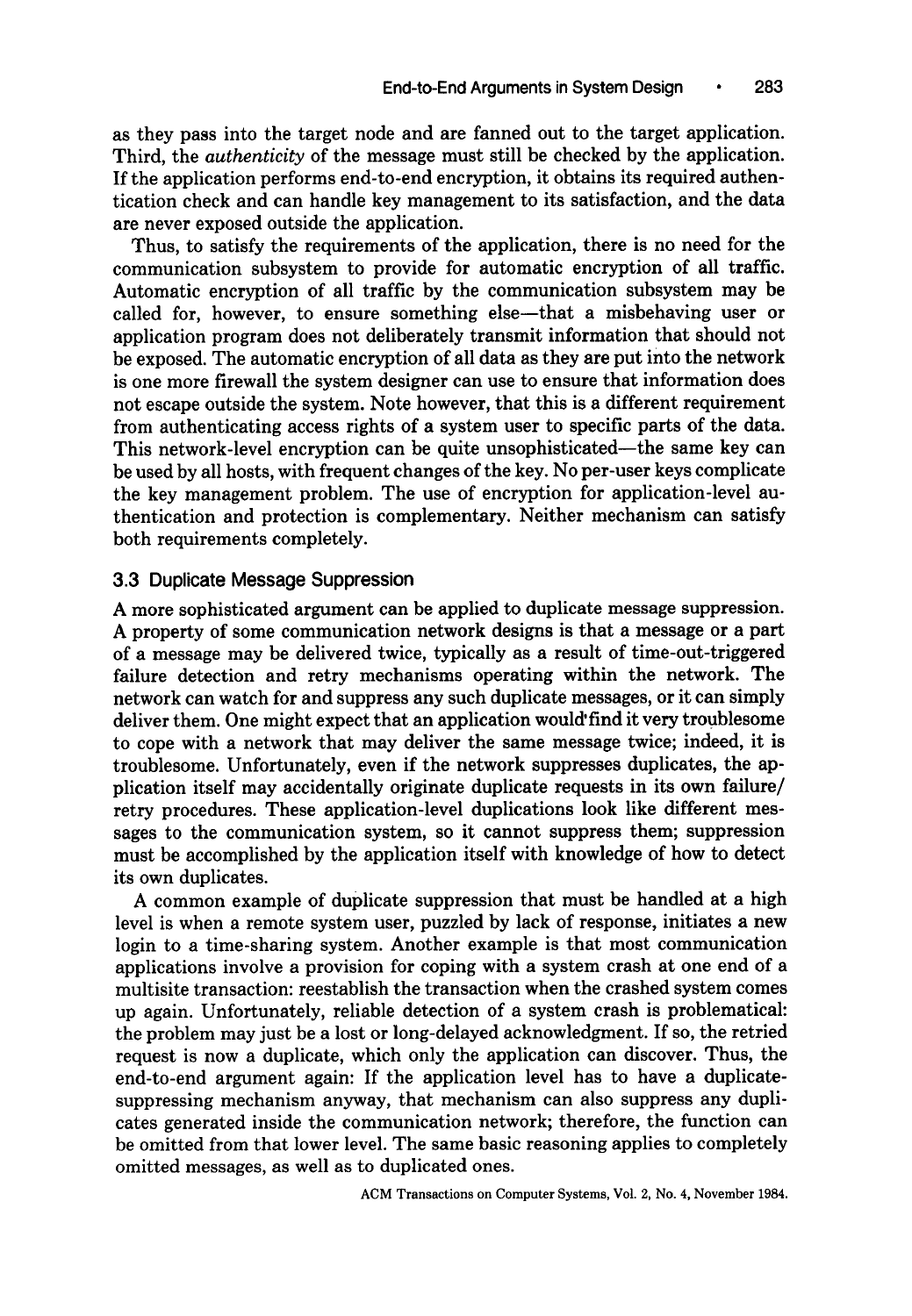as they pass into the target node and are fanned out to the target application. Third, the *authenticity* of the message must still be checked by the application. If the application performs end-to-end encryption, it obtains its required authentication check and can handle key management to its satisfaction, and the data are never exposed outside the application.

Thus, to satisfy the requirements of the application, there is no need for the communication subsystem to provide for automatic encryption of all traffic. Automatic encryption of all traffic by the communication subsystem may be called for, however, to ensure something else—that a misbehaving user or application program does not deliberately transmit information that should not be exposed. The automatic encryption of all data as they are put into the network is one more firewall the system designer can use to ensure that information does not escape outside the system. Note however, that this is a different requirement from authenticating access rights of a system user to specific parts of the data. This network-level encryption can be quite unsophisticated—the same key can be used by all hosts, with frequent changes of the key. No per-user keys complicate the key management problem. The use of encryption for application-level authentication and protection is complementary. Neither mechanism can satisfy both requirements completely.

### 3.3 Duplicate Message Suppression

A more sophisticated argument can be applied to duplicate message suppression. A property of some communication network designs is that a message or a part of a message may be delivered twice, typically as a result of time-out-triggered failure detection and retry mechanisms operating within the network. The network can watch for and suppress any such duplicate messages, or it can simply deliver them. One might expect that an application would find it very troublesome to cope with a network that may deliver the same message twice; indeed, it is troublesome. Unfortunately, even if the network suppresses duplicates, the application itself may accidentally originate duplicate requests in its own failure/retry procedures. These application-level duplications look like different messages to the communication system, so it cannot suppress them; suppression must be accomplished by the application itself with knowledge of how to detect its own duplicates.

A common example of duplicate suppression that must be handled at a high level is when a remote system user, puzzled by lack of response, initiates a new login to a time-sharing system. Another example is that most communication applications involve a provision for coping with a system crash at one end of a multisite transaction: reestablish the transaction when the crashed system comes up again. Unfortunately, reliable detection of a system crash is problematical: the problem may just be a lost or long-delayed acknowledgment. If so, the retried request is now a duplicate, which only the application can discover. Thus, the end-to-end argument again: If the application level has to have a duplicate-suppressing mechanism anyway, that mechanism can also suppress any duplicates generated inside the communication network; therefore, the function can be omitted from that lower level. The same basic reasoning applies to completely omitted messages, as well as to duplicated ones.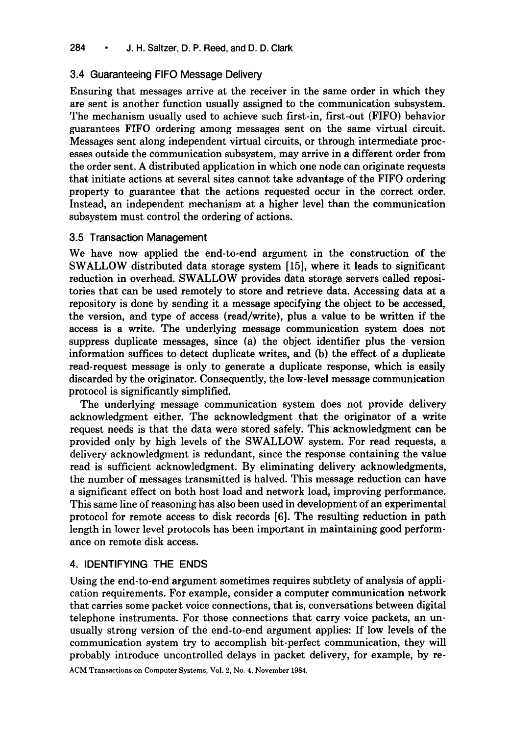### 3.4 Guaranteeing FIFO Message Delivery

Ensuring that messages arrive at the receiver in the same order in which they are sent is another function usually assigned to the communication subsystem. The mechanism usually used to achieve such first-in, first-out (FIFO) behavior guarantees FIFO ordering among messages sent on the same virtual circuit. Messages sent along independent virtual circuits, or through intermediate processes outside the communication subsystem, may arrive in a different order from the order sent. A distributed application in which one node can originate requests that initiate actions at several sites cannot take advantage of the FIFO ordering property to guarantee that the actions requested occur in the correct order. Instead, an independent mechanism at a higher level than the communication subsystem must control the ordering of actions.

### 3.5 Transaction Management

We have now applied the end-to-end argument in the construction of the SWALLOW distributed data storage system [15], where it leads to significant reduction in overhead. SWALLOW provides data storage servers called repositories that can be used remotely to store and retrieve data. Accessing data at a repository is done by sending it a message specifying the object to be accessed, the version, and type of access (read/write), plus a value to be written if the access is a write. The underlying message communication system does not suppress duplicate messages, since (a) the object identifier plus the version information suffices to detect duplicate writes, and (b) the effect of a duplicate read-request message is only to generate a duplicate response, which is easily discarded by the originator. Consequently, the low-level message communication protocol is significantly simplified.

The underlying message communication system does not provide delivery acknowledgment either. The acknowledgment that the originator of a write request needs is that the data were stored safely. This acknowledgment can be provided only by high levels of the SWALLOW system. For read requests, a delivery acknowledgment is redundant, since the response containing the value read is sufficient acknowledgment. By eliminating delivery acknowledgments, the number of messages transmitted is halved. This message reduction can have a significant effect on both host load and network load, improving performance. This same line of reasoning has also been used in development of an experimental protocol for remote access to disk records [6]. The resulting reduction in path length in lower level protocols has been important in maintaining good performance on remote disk access.

## 4. IDENTIFYING THE ENDS

Using the end-to-end argument sometimes requires subtlety of analysis of application requirements. For example, consider a computer communication network that carries some packet voice connections, that is, conversations between digital telephone instruments. For those connections that carry voice packets, an unusually strong version of the end-to-end argument applies: If low levels of the communication system try to accomplish bit-perfect communication, they will probably introduce uncontrolled delays in packet delivery, for example, by re-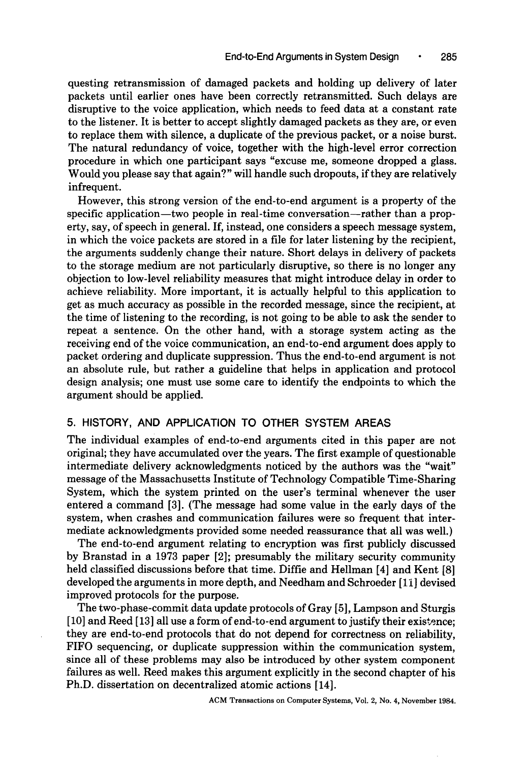questing retransmission of damaged packets and holding up delivery of later packets until earlier ones have been correctly retransmitted. Such delays are disruptive to the voice application, which needs to feed data at a constant rate to the listener. It is better to accept slightly damaged packets as they are, or even to replace them with silence, a duplicate of the previous packet, or a noise burst. The natural redundancy of voice, together with the high-level error correction procedure in which one participant says "excuse me, someone dropped a glass. Would you please say that again?" will handle such dropouts, if they are relatively infrequent.

However, this strong version of the end-to-end argument is a property of the specific application—two people in real-time conversation—rather than a property, say, of speech in general. If, instead, one considers a speech message system, in which the voice packets are stored in a file for later listening by the recipient, the arguments suddenly change their nature. Short delays in delivery of packets to the storage medium are not particularly disruptive, so there is no longer any objection to low-level reliability measures that might introduce delay in order to achieve reliability. More important, it is actually helpful to this application to get as much accuracy as possible in the recorded message, since the recipient, at the time of listening to the recording, is not going to be able to ask the sender to repeat a sentence. On the other hand, with a storage system acting as the receiving end of the voice communication, an end-to-end argument does apply to packet ordering and duplicate suppression. Thus the end-to-end argument is not an absolute rule, but rather a guideline that helps in application and protocol design analysis; one must use some care to identify the endpoints to which the argument should be applied.

## 5. HISTORY, AND APPLICATION TO OTHER SYSTEM AREAS

The individual examples of end-to-end arguments cited in this paper are not original; they have accumulated over the years. The first example of questionable intermediate delivery acknowledgments noticed by the authors was the "wait" message of the Massachusetts Institute of Technology Compatible Time-Sharing System, which the system printed on the user's terminal whenever the user entered a command [3]. (The message had some value in the early days of the system, when crashes and communication failures were so frequent that intermediate acknowledgments provided some needed reassurance that all was well.)

The end-to-end argument relating to encryption was first publicly discussed by Branstad in a 1973 paper [2]; presumably the military security community held classified discussions before that time. Diffie and Hellman [4] and Kent [8] developed the arguments in more depth, and Needham and Schroeder [11] devised improved protocols for the purpose.

The two-phase-commit data update protocols of Gray [5], Lampson and Sturgis [10] and Reed [13] all use a form of end-to-end argument to justify their existence; they are end-to-end protocols that do not depend for correctness on reliability, FIFO sequencing, or duplicate suppression within the communication system, since all of these problems may also be introduced by other system component failures as well. Reed makes this argument explicitly in the second chapter of his Ph.D. dissertation on decentralized atomic actions [14].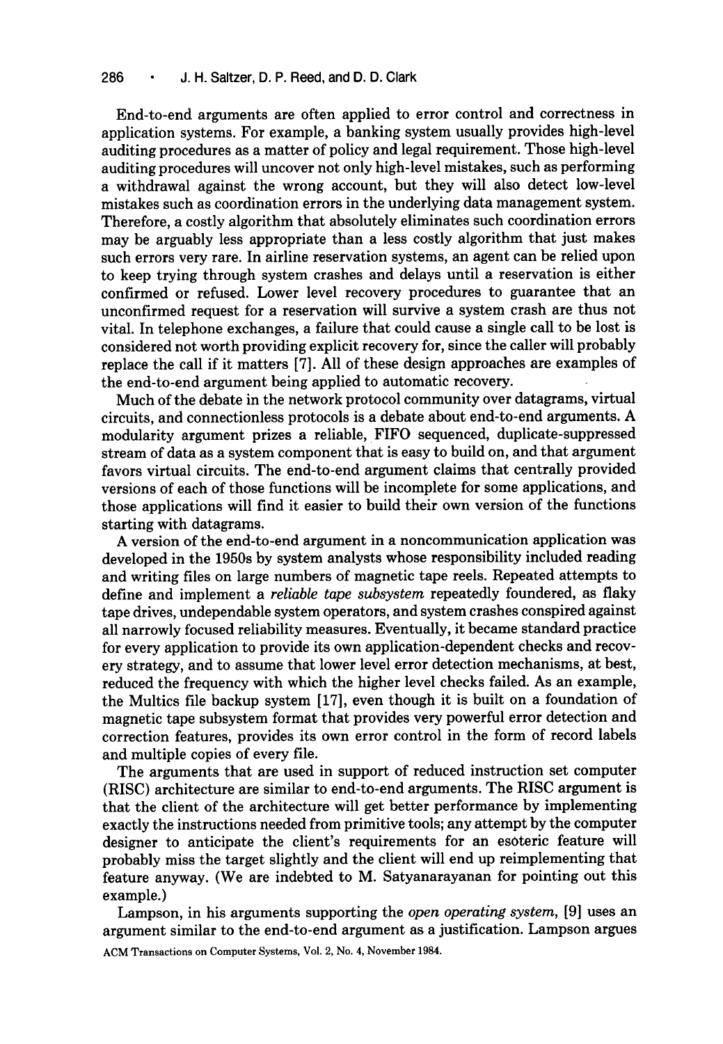End-to-end arguments are often applied to error control and correctness in application systems. For example, a banking system usually provides high-level auditing procedures as a matter of policy and legal requirement. Those high-level auditing procedures will uncover not only high-level mistakes, such as performing a withdrawal against the wrong account, but they will also detect low-level mistakes such as coordination errors in the underlying data management system. Therefore, a costly algorithm that absolutely eliminates such coordination errors may be arguably less appropriate than a less costly algorithm that just makes such errors very rare. In airline reservation systems, an agent can be relied upon to keep trying through system crashes and delays until a reservation is either confirmed or refused. Lower level recovery procedures to guarantee that an unconfirmed request for a reservation will survive a system crash are thus not vital. In telephone exchanges, a failure that could cause a single call to be lost is considered not worth providing explicit recovery for, since the caller will probably replace the call if it matters [7]. All of these design approaches are examples of the end-to-end argument being applied to automatic recovery.

Much of the debate in the network protocol community over datagrams, virtual circuits, and connectionless protocols is a debate about end-to-end arguments. A modularity argument prizes a reliable, FIFO sequenced, duplicate-suppressed stream of data as a system component that is easy to build on, and that argument favors virtual circuits. The end-to-end argument claims that centrally provided versions of each of those functions will be incomplete for some applications, and those applications will find it easier to build their own version of the functions starting with datagrams.

A version of the end-to-end argument in a noncommunication application was developed in the 1950s by system analysts whose responsibility included reading and writing files on large numbers of magnetic tape reels. Repeated attempts to define and implement a *reliable tape subsystem* repeatedly foundered, as flaky tape drives, undependable system operators, and system crashes conspired against all narrowly focused reliability measures. Eventually, it became standard practice for every application to provide its own application-dependent checks and recovery strategy, and to assume that lower level error detection mechanisms, at best, reduced the frequency with which the higher level checks failed. As an example, the Multics file backup system [17], even though it is built on a foundation of magnetic tape subsystem format that provides very powerful error detection and correction features, provides its own error control in the form of record labels and multiple copies of every file.

The arguments that are used in support of reduced instruction set computer (RISC) architecture are similar to end-to-end arguments. The RISC argument is that the client of the architecture will get better performance by implementing exactly the instructions needed from primitive tools; any attempt by the computer designer to anticipate the client's requirements for an esoteric feature will probably miss the target slightly and the client will end up reimplementing that feature anyway. (We are indebted to M. Satyanarayanan for pointing out this example.)

Lampson, in his arguments supporting the *open operating system,* [9] uses an argument similar to the end-to-end argument as a justification. Lampson argues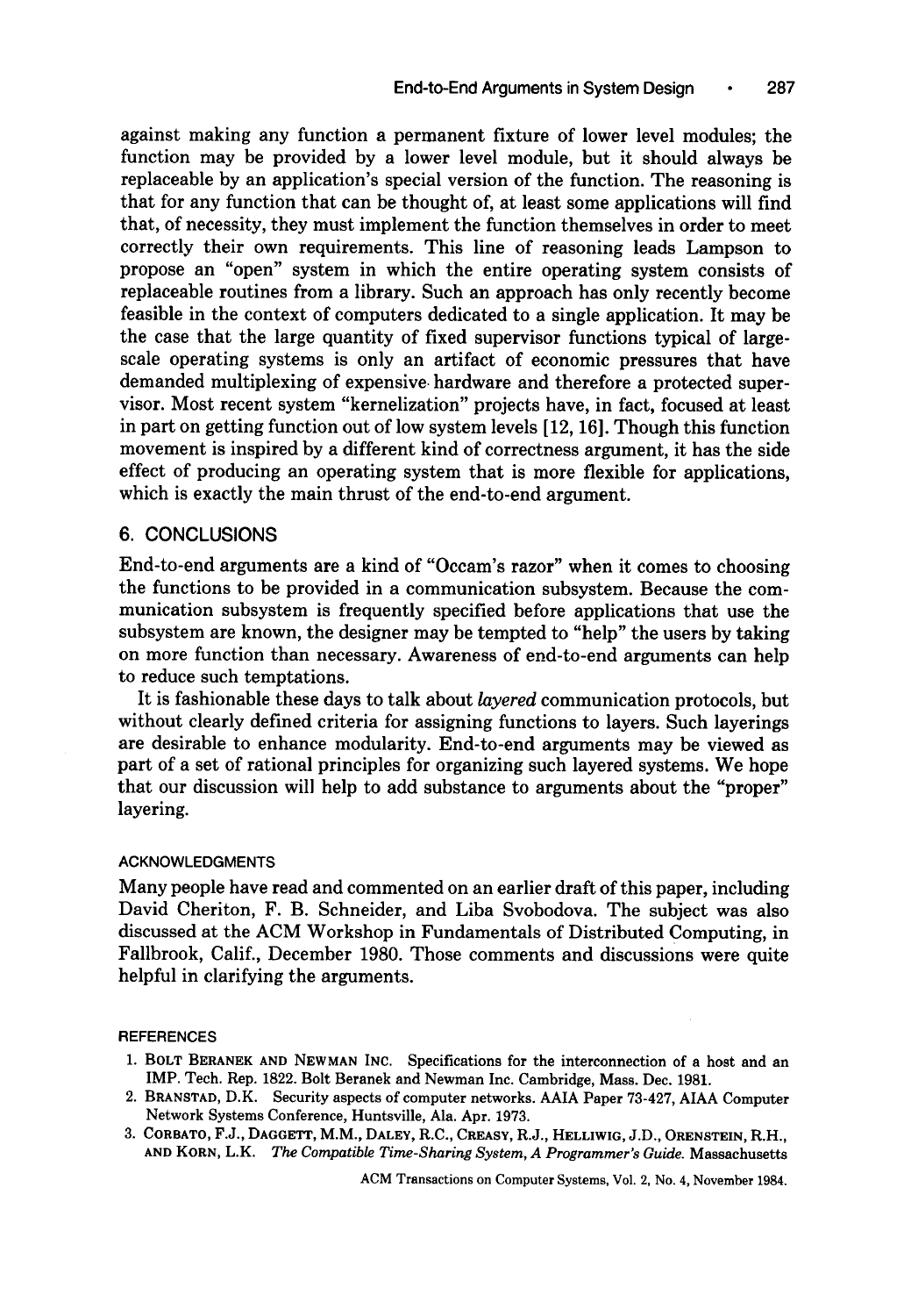against making any function a permanent fixture of lower level modules; the function may be provided by a lower level module, but it should always be replaceable by an application's special version of the function. The reasoning is that for any function that can be thought of, at least some applications will find that, of necessity, they must implement the function themselves in order to meet correctly their own requirements. This line of reasoning leads Lampson to propose an "open" system in which the entire operating system consists of replaceable routines from a library. Such an approach has only recently become feasible in the context of computers dedicated to a single application. It may be the case that the large quantity of fixed supervisor functions typical of large-scale operating systems is only an artifact of economic pressures that have demanded multiplexing of expensive hardware and therefore a protected supervisor. Most recent system "kernelization" projects have, in fact, focused at least in part on getting function out of low system levels [12, 16]. Though this function movement is inspired by a different kind of correctness argument, it has the side effect of producing an operating system that is more flexible for applications, which is exactly the main thrust of the end-to-end argument.

## 6. CONCLUSIONS

End-to-end arguments are a kind of "Occam's razor" when it comes to choosing the functions to be provided in a communication subsystem. Because the communication subsystem is frequently specified before applications that use the subsystem are known, the designer may be tempted to "help" the users by taking on more function than necessary. Awareness of end-to-end arguments can help to reduce such temptations.

It is fashionable these days to talk about *layered* communication protocols, but without clearly defined criteria for assigning functions to layers. Such layerings are desirable to enhance modularity. End-to-end arguments may be viewed as part of a set of rational principles for organizing such layered systems. We hope that our discussion will help to add substance to arguments about the "proper" layering.

### ACKNOWLEDGMENTS

Many people have read and commented on an earlier draft of this paper, including David Cheriton, F. B. Schneider, and Liba Svobodova. The subject was also discussed at the ACM Workshop in Fundamentals of Distributed Computing, in Fallbrook, Calif., December 1980. Those comments and discussions were quite helpful in clarifying the arguments.

### REFERENCES

1. BOLT BERANEK AND NEWMAN INC. Specifications for the interconnection of a host and an IMP. Tech. Rep. 1822. Bolt Beranek and Newman Inc. Cambridge, Mass. Dec. 1981.
2. BRANSTAD, D.K. Security aspects of computer networks. AAIA Paper 73-427, AIAA Computer Network Systems Conference, Huntsville, Ala. Apr. 1973.
3. CORBATO, F.J., DAGGETT, M.M., DALEY, R.C., CREASY, R.J., HELLIWIG, J.D., ORENSTEIN, R.H., AND KORN, L.K. *The Compatible Time-Sharing System, A Programmer's Guide.* Massachusetts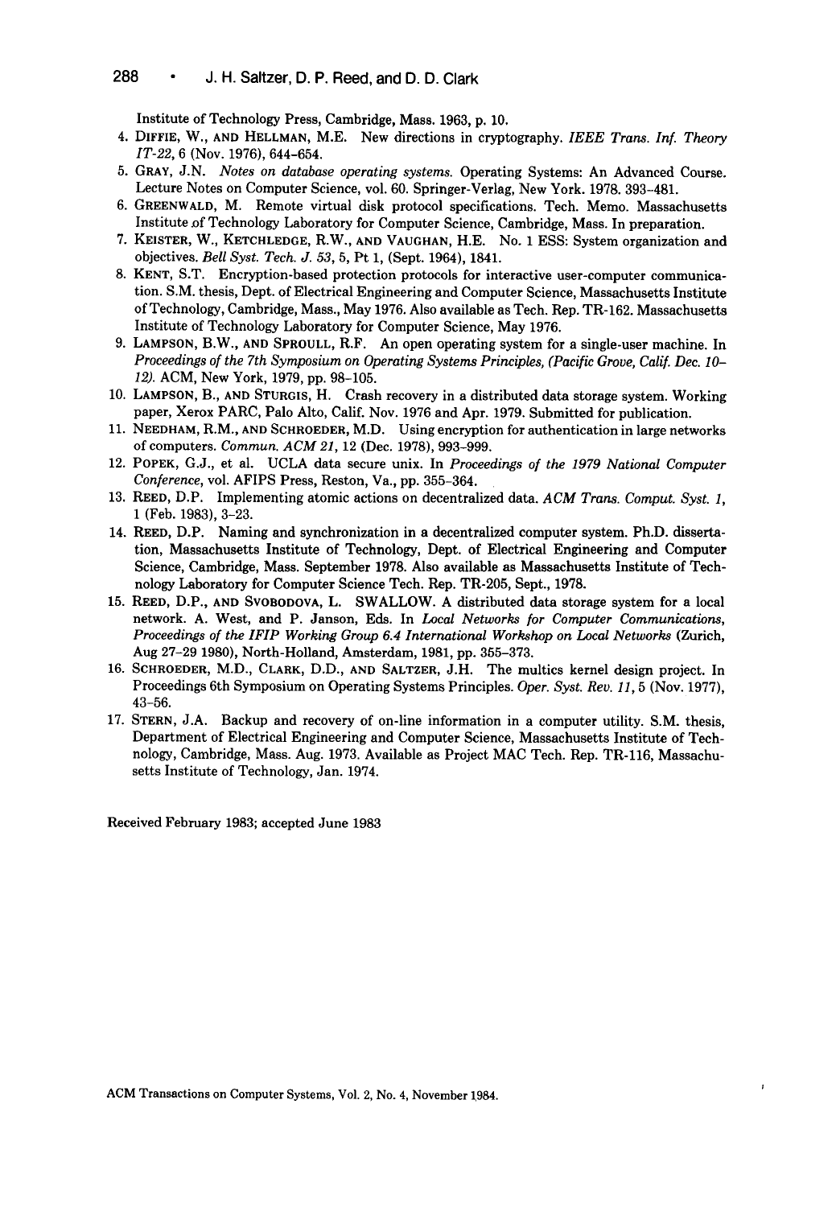Institute of Technology Press, Cambridge, Mass. 1963, p. 10.

4. DIFFIE, W., AND HELLMAN, M.E. New directions in cryptography. *IEEE Trans. Inf. Theory IT-22*, 6 (Nov. 1976), 644–654.
5. GRAY, J.N. *Notes on database operating systems.* Operating Systems: An Advanced Course. Lecture Notes on Computer Science, vol. 60. Springer-Verlag, New York. 1978. 393–481.
6. GREENWALD, M. Remote virtual disk protocol specifications. Tech. Memo. Massachusetts Institute of Technology Laboratory for Computer Science, Cambridge, Mass. In preparation.
7. KEISTER, W., KETCHLEDGE, R.W., AND VAUGHAN, H.E. No. 1 ESS: System organization and objectives. *Bell Syst. Tech. J. 53*, 5, Pt 1, (Sept. 1964), 1841.
8. KENT, S.T. Encryption-based protection protocols for interactive user-computer communication. S.M. thesis, Dept. of Electrical Engineering and Computer Science, Massachusetts Institute of Technology, Cambridge, Mass., May 1976. Also available as Tech. Rep. TR-162. Massachusetts Institute of Technology Laboratory for Computer Science, May 1976.
9. LAMPSON, B.W., AND SPROULL, R.F. An open operating system for a single-user machine. In *Proceedings of the 7th Symposium on Operating Systems Principles, (Pacific Grove, Calif. Dec. 10–12).* ACM, New York, 1979, pp. 98–105.
10. LAMPSON, B., AND STURGIS, H. Crash recovery in a distributed data storage system. Working paper, Xerox PARC, Palo Alto, Calif. Nov. 1976 and Apr. 1979. Submitted for publication.
11. NEEDHAM, R.M., AND SCHROEDER, M.D. Using encryption for authentication in large networks of computers. *Commun. ACM 21*, 12 (Dec. 1978), 993–999.
12. POPEK, G.J., et al. UCLA data secure unix. In *Proceedings of the 1979 National Computer Conference*, vol. AFIPS Press, Reston, Va., pp. 355–364.
13. REED, D.P. Implementing atomic actions on decentralized data. *ACM Trans. Comput. Syst. 1*, 1 (Feb. 1983), 3–23.
14. REED, D.P. Naming and synchronization in a decentralized computer system. Ph.D. dissertation, Massachusetts Institute of Technology, Dept. of Electrical Engineering and Computer Science, Cambridge, Mass. September 1978. Also available as Massachusetts Institute of Technology Laboratory for Computer Science Tech. Rep. TR-205, Sept., 1978.
15. REED, D.P., AND SVOBODOVA, L. SWALLOW. A distributed data storage system for a local network. A. West, and P. Janson, Eds. In *Local Networks for Computer Communications, Proceedings of the IFIP Working Group 6.4 International Workshop on Local Networks* (Zurich, Aug 27–29 1980), North-Holland, Amsterdam, 1981, pp. 355–373.
16. SCHROEDER, M.D., CLARK, D.D., AND SALTZER, J.H. The multics kernel design project. In Proceedings 6th Symposium on Operating Systems Principles. *Oper. Syst. Rev. 11*, 5 (Nov. 1977), 43–56.
17. STERN, J.A. Backup and recovery of on-line information in a computer utility. S.M. thesis, Department of Electrical Engineering and Computer Science, Massachusetts Institute of Technology, Cambridge, Mass. Aug. 1973. Available as Project MAC Tech. Rep. TR-116, Massachusetts Institute of Technology, Jan. 1974.

Received February 1983; accepted June 1983